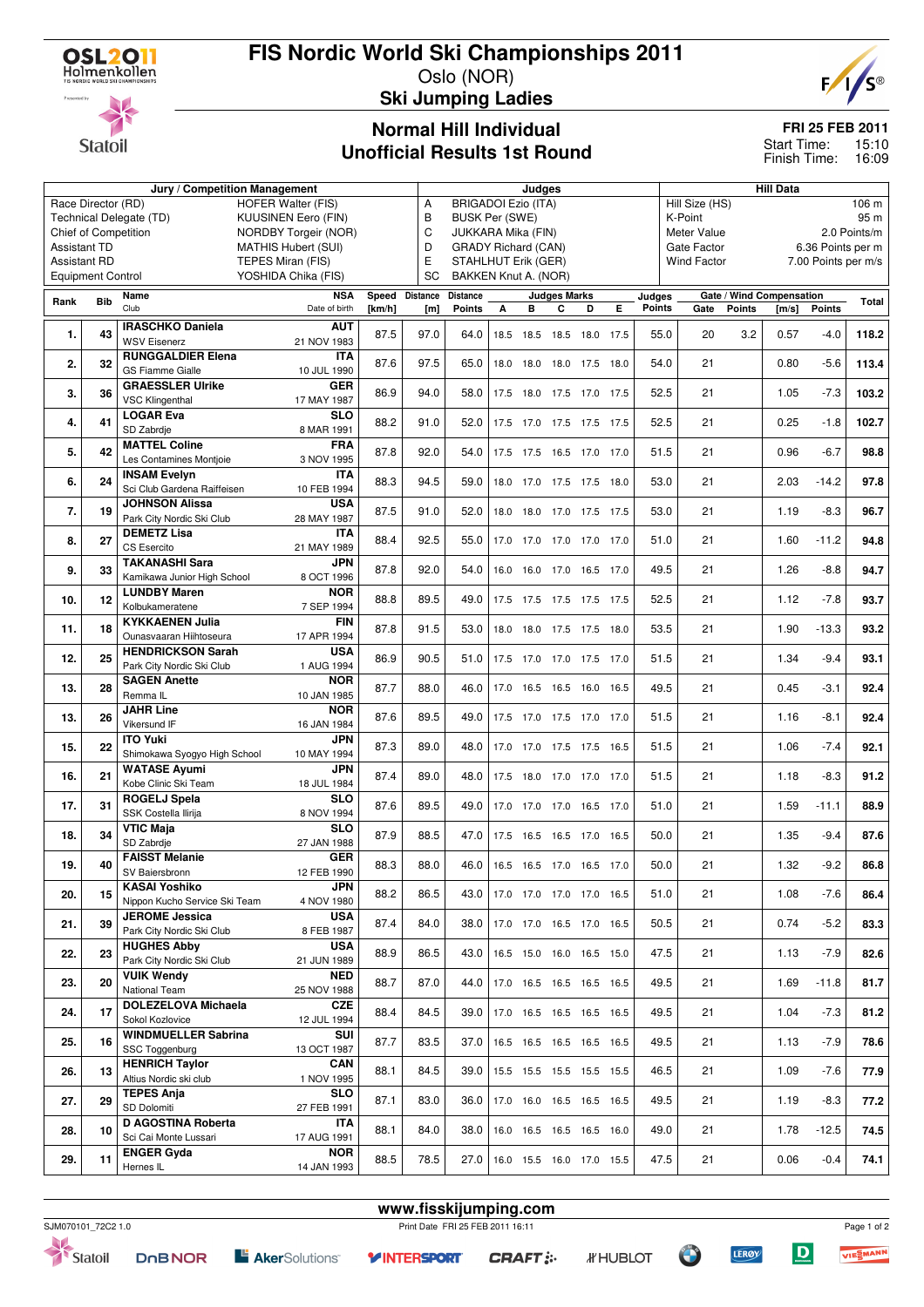# FIS Nordic World Ski Championships 2011

Oslo (NOR)

## Ski Jumping Ladies

## Normal Hill Individual
## Unofficial Results 1st Round

**FRI 25 FEB 2011**
Start Time: 15:10
Finish Time: 16:09

| Jury / Competition Management | | Judges | | Hill Data | |
|---|---|---|---|---|---|
| Race Director (RD) | HOFER Walter (FIS) | A | BRIGADOI Ezio (ITA) | Hill Size (HS) | 106 m |
| Technical Delegate (TD) | KUUSINEN Eero (FIN) | B | BUSK Per (SWE) | K-Point | 95 m |
| Chief of Competition | NORDBY Torgeir (NOR) | C | JUKKARA Mika (FIN) | Meter Value | 2.0 Points/m |
| Assistant TD | MATHIS Hubert (SUI) | D | GRADY Richard (CAN) | Gate Factor | 6.36 Points per m |
| Assistant RD | TEPES Miran (FIS) | E | STAHLHUT Erik (GER) | Wind Factor | 7.00 Points per m/s |
| Equipment Control | YOSHIDA Chika (FIS) | SC | BAKKEN Knut A. (NOR) | | |

| Rank | Bib | Name / Club | NSA / Date of birth | Speed [km/h] | Distance [m] | Distance Points | A | B | C | D | E | Judges Points | Gate | Gate Points | Wind [m/s] | Wind Points | Total |
|---|---|---|---|---|---|---|---|---|---|---|---|---|---|---|---|---|---|
| | | | | | | | Judges Marks | | | | | | Gate / Wind Compensation | | | | |
| 1. | 43 | **IRASCHKO Daniela** WSV Eisenerz | **AUT** 21 NOV 1983 | 87.5 | 97.0 | 64.0 | 18.5 | 18.5 | 18.5 | 18.0 | 17.5 | 55.0 | 20 | 3.2 | 0.57 | -4.0 | **118.2** |
| 2. | 32 | **RUNGGALDIER Elena** GS Fiamme Gialle | **ITA** 10 JUL 1990 | 87.6 | 97.5 | 65.0 | 18.0 | 18.0 | 18.0 | 17.5 | 18.0 | 54.0 | 21 | | 0.80 | -5.6 | **113.4** |
| 3. | 36 | **GRAESSLER Ulrike** VSC Klingenthal | **GER** 17 MAY 1987 | 86.9 | 94.0 | 58.0 | 17.5 | 18.0 | 17.5 | 17.0 | 17.5 | 52.5 | 21 | | 1.05 | -7.3 | **103.2** |
| 4. | 41 | **LOGAR Eva** SD Zabrdje | **SLO** 8 MAR 1991 | 88.2 | 91.0 | 52.0 | 17.5 | 17.0 | 17.5 | 17.5 | 17.5 | 52.5 | 21 | | 0.25 | -1.8 | **102.7** |
| 5. | 42 | **MATTEL Coline** Les Contamines Montjoie | **FRA** 3 NOV 1995 | 87.8 | 92.0 | 54.0 | 17.5 | 17.5 | 16.5 | 17.0 | 17.0 | 51.5 | 21 | | 0.96 | -6.7 | **98.8** |
| 6. | 24 | **INSAM Evelyn** Sci Club Gardena Raiffeisen | **ITA** 10 FEB 1994 | 88.3 | 94.5 | 59.0 | 18.0 | 17.0 | 17.5 | 17.5 | 18.0 | 53.0 | 21 | | 2.03 | -14.2 | **97.8** |
| 7. | 19 | **JOHNSON Alissa** Park City Nordic Ski Club | **USA** 28 MAY 1987 | 87.5 | 91.0 | 52.0 | 18.0 | 18.0 | 17.0 | 17.5 | 17.5 | 53.0 | 21 | | 1.19 | -8.3 | **96.7** |
| 8. | 27 | **DEMETZ Lisa** CS Esercito | **ITA** 21 MAY 1989 | 88.4 | 92.5 | 55.0 | 17.0 | 17.0 | 17.0 | 17.0 | 17.0 | 51.0 | 21 | | 1.60 | -11.2 | **94.8** |
| 9. | 33 | **TAKANASHI Sara** Kamikawa Junior High School | **JPN** 8 OCT 1996 | 87.8 | 92.0 | 54.0 | 16.0 | 16.0 | 17.0 | 16.5 | 17.0 | 49.5 | 21 | | 1.26 | -8.8 | **94.7** |
| 10. | 12 | **LUNDBY Maren** Kolbukameratene | **NOR** 7 SEP 1994 | 88.8 | 89.5 | 49.0 | 17.5 | 17.5 | 17.5 | 17.5 | 17.5 | 52.5 | 21 | | 1.12 | -7.8 | **93.7** |
| 11. | 18 | **KYKKAENEN Julia** Ounasvaaran Hiihtoseura | **FIN** 17 APR 1994 | 87.8 | 91.5 | 53.0 | 18.0 | 18.0 | 17.5 | 17.5 | 18.0 | 53.5 | 21 | | 1.90 | -13.3 | **93.2** |
| 12. | 25 | **HENDRICKSON Sarah** Park City Nordic Ski Club | **USA** 1 AUG 1994 | 86.9 | 90.5 | 51.0 | 17.5 | 17.0 | 17.0 | 17.5 | 17.0 | 51.5 | 21 | | 1.34 | -9.4 | **93.1** |
| 13. | 28 | **SAGEN Anette** Remma IL | **NOR** 10 JAN 1985 | 87.7 | 88.0 | 46.0 | 17.0 | 16.5 | 16.5 | 16.0 | 16.5 | 49.5 | 21 | | 0.45 | -3.1 | **92.4** |
| 13. | 26 | **JAHR Line** Vikersund IF | **NOR** 16 JAN 1984 | 87.6 | 89.5 | 49.0 | 17.5 | 17.0 | 17.5 | 17.0 | 17.0 | 51.5 | 21 | | 1.16 | -8.1 | **92.4** |
| 15. | 22 | **ITO Yuki** Shimokawa Syogyo High School | **JPN** 10 MAY 1994 | 87.3 | 89.0 | 48.0 | 17.0 | 17.0 | 17.5 | 17.5 | 16.5 | 51.5 | 21 | | 1.06 | -7.4 | **92.1** |
| 16. | 21 | **WATASE Ayumi** Kobe Clinic Ski Team | **JPN** 18 JUL 1984 | 87.4 | 89.0 | 48.0 | 17.5 | 18.0 | 17.0 | 17.0 | 17.0 | 51.5 | 21 | | 1.18 | -8.3 | **91.2** |
| 17. | 31 | **ROGELJ Spela** SSK Costella Ilirija | **SLO** 8 NOV 1994 | 87.6 | 89.5 | 49.0 | 17.0 | 17.0 | 17.0 | 16.5 | 17.0 | 51.0 | 21 | | 1.59 | -11.1 | **88.9** |
| 18. | 34 | **VTIC Maja** SD Zabrdje | **SLO** 27 JAN 1988 | 87.9 | 88.5 | 47.0 | 17.5 | 16.5 | 16.5 | 17.0 | 16.5 | 50.0 | 21 | | 1.35 | -9.4 | **87.6** |
| 19. | 40 | **FAISST Melanie** SV Baiersbronn | **GER** 12 FEB 1990 | 88.3 | 88.0 | 46.0 | 16.5 | 16.5 | 17.0 | 16.5 | 17.0 | 50.0 | 21 | | 1.32 | -9.2 | **86.8** |
| 20. | 15 | **KASAI Yoshiko** Nippon Kucho Service Ski Team | **JPN** 4 NOV 1980 | 88.2 | 86.5 | 43.0 | 17.0 | 17.0 | 17.0 | 17.0 | 16.5 | 51.0 | 21 | | 1.08 | -7.6 | **86.4** |
| 21. | 39 | **JEROME Jessica** Park City Nordic Ski Club | **USA** 8 FEB 1987 | 87.4 | 84.0 | 38.0 | 17.0 | 17.0 | 16.5 | 17.0 | 16.5 | 50.5 | 21 | | 0.74 | -5.2 | **83.3** |
| 22. | 23 | **HUGHES Abby** Park City Nordic Ski Club | **USA** 21 JUN 1989 | 88.9 | 86.5 | 43.0 | 16.5 | 15.0 | 16.0 | 16.5 | 15.0 | 47.5 | 21 | | 1.13 | -7.9 | **82.6** |
| 23. | 20 | **VUIK Wendy** National Team | **NED** 25 NOV 1988 | 88.7 | 87.0 | 44.0 | 17.0 | 16.5 | 16.5 | 16.5 | 16.5 | 49.5 | 21 | | 1.69 | -11.8 | **81.7** |
| 24. | 17 | **DOLEZELOVA Michaela** Sokol Kozlovice | **CZE** 12 JUL 1994 | 88.4 | 84.5 | 39.0 | 17.0 | 16.5 | 16.5 | 16.5 | 16.5 | 49.5 | 21 | | 1.04 | -7.3 | **81.2** |
| 25. | 16 | **WINDMUELLER Sabrina** SSC Toggenburg | **SUI** 13 OCT 1987 | 87.7 | 83.5 | 37.0 | 16.5 | 16.5 | 16.5 | 16.5 | 16.5 | 49.5 | 21 | | 1.13 | -7.9 | **78.6** |
| 26. | 13 | **HENRICH Taylor** Altius Nordic ski club | **CAN** 1 NOV 1995 | 88.1 | 84.5 | 39.0 | 15.5 | 15.5 | 15.5 | 15.5 | 15.5 | 46.5 | 21 | | 1.09 | -7.6 | **77.9** |
| 27. | 29 | **TEPES Anja** SD Dolomiti | **SLO** 27 FEB 1991 | 87.1 | 83.0 | 36.0 | 17.0 | 16.0 | 16.5 | 16.5 | 16.5 | 49.5 | 21 | | 1.19 | -8.3 | **77.2** |
| 28. | 10 | **D AGOSTINA Roberta** Sci Cai Monte Lussari | **ITA** 17 AUG 1991 | 88.1 | 84.0 | 38.0 | 16.0 | 16.5 | 16.5 | 16.5 | 16.0 | 49.0 | 21 | | 1.78 | -12.5 | **74.5** |
| 29. | 11 | **ENGER Gyda** Hernes IL | **NOR** 14 JAN 1993 | 88.5 | 78.5 | 27.0 | 16.0 | 15.5 | 16.0 | 17.0 | 15.5 | 47.5 | 21 | | 0.06 | -0.4 | **74.1** |

www.fisskijumping.com

SJM070101_72C2 1.0 Print Date FRI 25 FEB 2011 16:11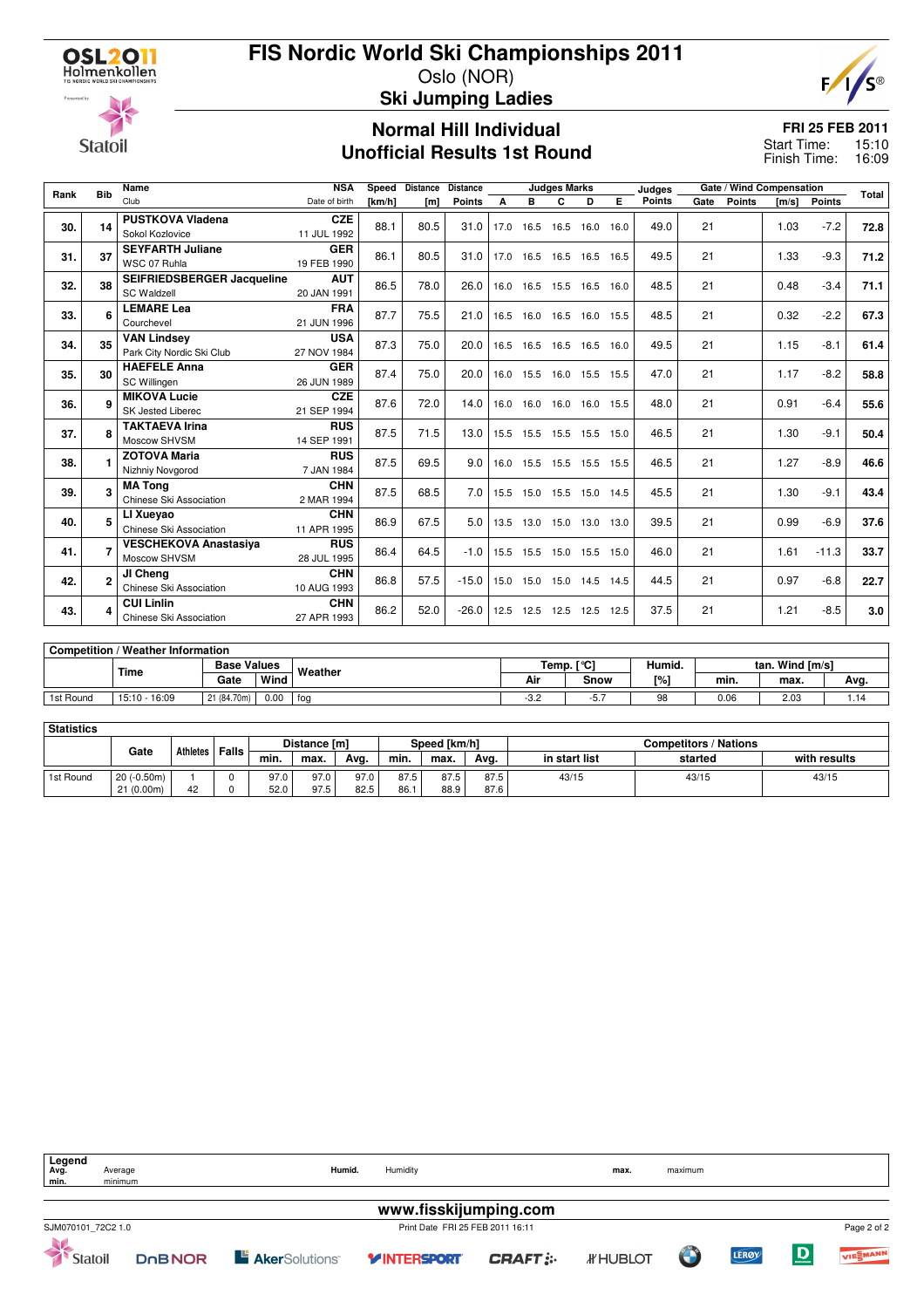# FIS Nordic World Ski Championships 2011

Oslo (NOR)

**Ski Jumping Ladies**

## Normal Hill Individual
## Unofficial Results 1st Round

**FRI 25 FEB 2011**
Start Time: 15:10
Finish Time: 16:09

| Rank | Bib | Name / Club | NSA / Date of birth | Speed [km/h] | Distance [m] | Distance Points | A | B | C | D | E | Judges Points | Gate | Gate Points | Wind [m/s] | Wind Points | Total |
|---|---|---|---|---|---|---|---|---|---|---|---|---|---|---|---|---|---|
| 30. | 14 | **PUSTKOVA Vladena** Sokol Kozlovice | CZE 11 JUL 1992 | 88.1 | 80.5 | 31.0 | 17.0 | 16.5 | 16.5 | 16.0 | 16.0 | 49.0 | 21 | | 1.03 | -7.2 | **72.8** |
| 31. | 37 | **SEYFARTH Juliane** WSC 07 Ruhla | GER 19 FEB 1990 | 86.1 | 80.5 | 31.0 | 17.0 | 16.5 | 16.5 | 16.5 | 16.5 | 49.5 | 21 | | 1.33 | -9.3 | **71.2** |
| 32. | 38 | **SEIFRIEDSBERGER Jacqueline** SC Waldzell | AUT 20 JAN 1991 | 86.5 | 78.0 | 26.0 | 16.0 | 16.5 | 15.5 | 16.5 | 16.0 | 48.5 | 21 | | 0.48 | -3.4 | **71.1** |
| 33. | 6 | **LEMARE Lea** Courchevel | FRA 21 JUN 1996 | 87.7 | 75.5 | 21.0 | 16.5 | 16.0 | 16.5 | 16.0 | 15.5 | 48.5 | 21 | | 0.32 | -2.2 | **67.3** |
| 34. | 35 | **VAN Lindsey** Park City Nordic Ski Club | USA 27 NOV 1984 | 87.3 | 75.0 | 20.0 | 16.5 | 16.5 | 16.5 | 16.5 | 16.0 | 49.5 | 21 | | 1.15 | -8.1 | **61.4** |
| 35. | 30 | **HAEFELE Anna** SC Willingen | GER 26 JUN 1989 | 87.4 | 75.0 | 20.0 | 16.0 | 15.5 | 16.0 | 15.5 | 15.5 | 47.0 | 21 | | 1.17 | -8.2 | **58.8** |
| 36. | 9 | **MIKOVA Lucie** SK Jested Liberec | CZE 21 SEP 1994 | 87.6 | 72.0 | 14.0 | 16.0 | 16.0 | 16.0 | 16.0 | 15.5 | 48.0 | 21 | | 0.91 | -6.4 | **55.6** |
| 37. | 8 | **TAKTAEVA Irina** Moscow SHVSM | RUS 14 SEP 1991 | 87.5 | 71.5 | 13.0 | 15.5 | 15.5 | 15.5 | 15.5 | 15.0 | 46.5 | 21 | | 1.30 | -9.1 | **50.4** |
| 38. | 1 | **ZOTOVA Maria** Nizhniy Novgorod | RUS 7 JAN 1984 | 87.5 | 69.5 | 9.0 | 16.0 | 15.5 | 15.5 | 15.5 | 15.5 | 46.5 | 21 | | 1.27 | -8.9 | **46.6** |
| 39. | 3 | **MA Tong** Chinese Ski Association | CHN 2 MAR 1994 | 87.5 | 68.5 | 7.0 | 15.5 | 15.0 | 15.5 | 15.0 | 14.5 | 45.5 | 21 | | 1.30 | -9.1 | **43.4** |
| 40. | 5 | **LI Xueyao** Chinese Ski Association | CHN 11 APR 1995 | 86.9 | 67.5 | 5.0 | 13.5 | 13.0 | 15.0 | 13.0 | 13.0 | 39.5 | 21 | | 0.99 | -6.9 | **37.6** |
| 41. | 7 | **VESCHEKOVA Anastasiya** Moscow SHVSM | RUS 28 JUL 1995 | 86.4 | 64.5 | -1.0 | 15.5 | 15.5 | 15.0 | 15.5 | 15.0 | 46.0 | 21 | | 1.61 | -11.3 | **33.7** |
| 42. | 2 | **JI Cheng** Chinese Ski Association | CHN 10 AUG 1993 | 86.8 | 57.5 | -15.0 | 15.0 | 15.0 | 15.0 | 14.5 | 14.5 | 44.5 | 21 | | 0.97 | -6.8 | **22.7** |
| 43. | 4 | **CUI Linlin** Chinese Ski Association | CHN 27 APR 1993 | 86.2 | 52.0 | -26.0 | 12.5 | 12.5 | 12.5 | 12.5 | 12.5 | 37.5 | 21 | | 1.21 | -8.5 | **3.0** |

### Competition / Weather Information

| | Time | Base Values Gate | Base Values Wind | Weather | Temp. [°C] Air | Temp. [°C] Snow | Humid. [%] | tan. Wind [m/s] min. | tan. Wind [m/s] max. | tan. Wind [m/s] Avg. |
|---|---|---|---|---|---|---|---|---|---|---|
| 1st Round | 15:10 - 16:09 | 21 (84.70m) | 0.00 | fog | -3.2 | -5.7 | 98 | 0.06 | 2.03 | 1.14 |

### Statistics

| | Gate | Athletes | Falls | Distance [m] min. | Distance [m] max. | Distance [m] Avg. | Speed [km/h] min. | Speed [km/h] max. | Speed [km/h] Avg. | in start list | started | with results |
|---|---|---|---|---|---|---|---|---|---|---|---|---|
| 1st Round | 20 (-0.50m) | 1 | 0 | 97.0 | 97.0 | 97.0 | 87.5 | 87.5 | 87.5 | 43/15 | 43/15 | 43/15 |
| | 21 (0.00m) | 42 | 0 | 52.0 | 97.5 | 82.5 | 86.1 | 88.9 | 87.6 | | | |

**Legend**
Avg. Average
min. minimum
Humid. Humidity
max. maximum

www.fisskijumping.com

SJM070101_72C2 1.0 Print Date FRI 25 FEB 2011 16:11